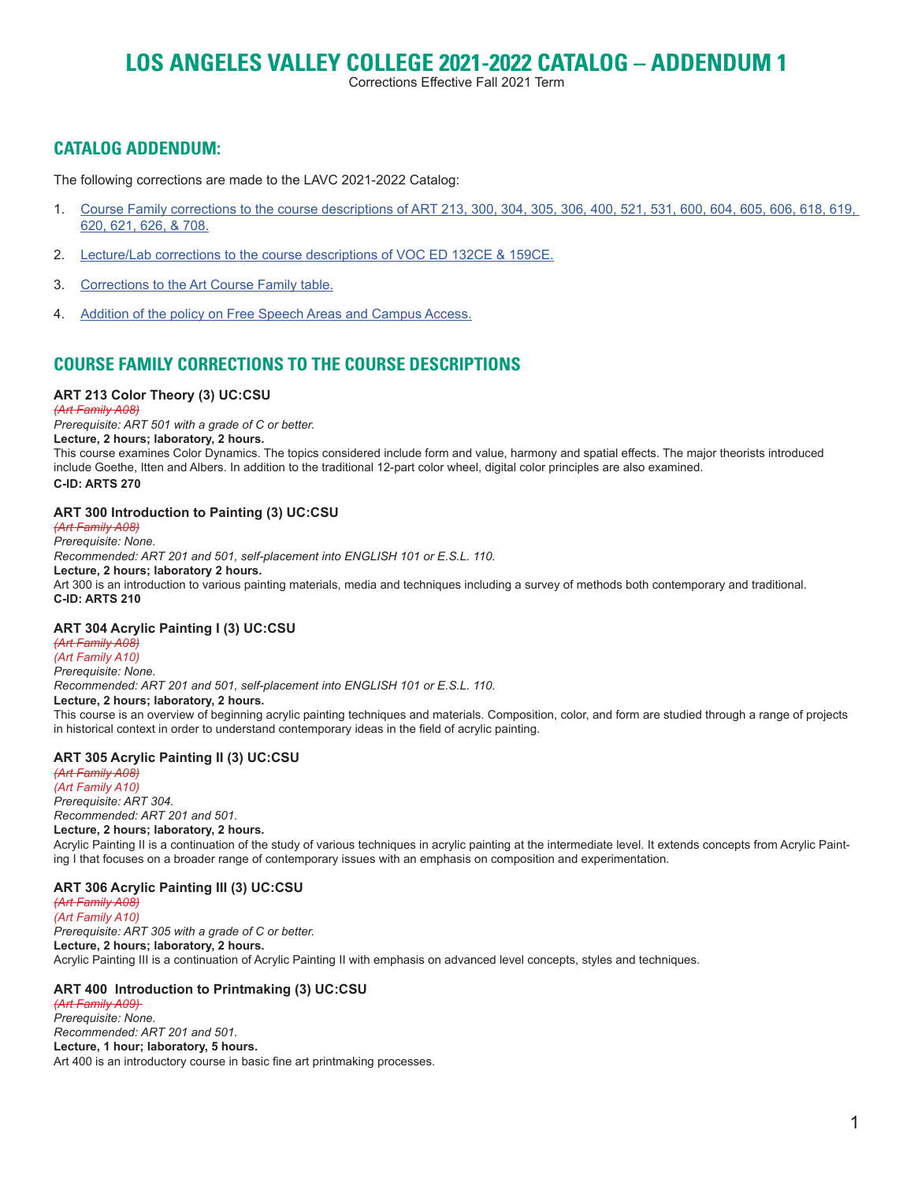# LOS ANGELES VALLEY COLLEGE 2021-2022 CATALOG – ADDENDUM 1

Corrections Effective Fall 2021 Term

## CATALOG ADDENDUM:

The following corrections are made to the LAVC 2021-2022 Catalog:

1. Course Family corrections to the course descriptions of ART 213, 300, 304, 305, 306, 400, 521, 531, 600, 604, 605, 606, 618, 619, 620, 621, 626, & 708.
2. Lecture/Lab corrections to the course descriptions of VOC ED 132CE & 159CE.
3. Corrections to the Art Course Family table.
4. Addition of the policy on Free Speech Areas and Campus Access.

## COURSE FAMILY CORRECTIONS TO THE COURSE DESCRIPTIONS

**ART 213 Color Theory (3) UC:CSU**

*~~(Art Family A08)~~*

*Prerequisite: ART 501 with a grade of C or better.*

**Lecture, 2 hours; laboratory, 2 hours.**

This course examines Color Dynamics. The topics considered include form and value, harmony and spatial effects. The major theorists introduced include Goethe, Itten and Albers. In addition to the traditional 12-part color wheel, digital color principles are also examined.

**C-ID: ARTS 270**

**ART 300 Introduction to Painting (3) UC:CSU**

*~~(Art Family A08)~~*

*Prerequisite: None.*

*Recommended: ART 201 and 501, self-placement into ENGLISH 101 or E.S.L. 110.*

**Lecture, 2 hours; laboratory 2 hours.**

Art 300 is an introduction to various painting materials, media and techniques including a survey of methods both contemporary and traditional.

**C-ID: ARTS 210**

**ART 304 Acrylic Painting I (3) UC:CSU**

*~~(Art Family A08)~~*

*(Art Family A10)*

*Prerequisite: None.*

*Recommended: ART 201 and 501, self-placement into ENGLISH 101 or E.S.L. 110.*

**Lecture, 2 hours; laboratory, 2 hours.**

This course is an overview of beginning acrylic painting techniques and materials. Composition, color, and form are studied through a range of projects in historical context in order to understand contemporary ideas in the field of acrylic painting.

**ART 305 Acrylic Painting II (3) UC:CSU**

*~~(Art Family A08)~~*

*(Art Family A10)*

*Prerequisite: ART 304.*

*Recommended: ART 201 and 501.*

**Lecture, 2 hours; laboratory, 2 hours.**

Acrylic Painting II is a continuation of the study of various techniques in acrylic painting at the intermediate level. It extends concepts from Acrylic Painting I that focuses on a broader range of contemporary issues with an emphasis on composition and experimentation.

**ART 306 Acrylic Painting III (3) UC:CSU**

*~~(Art Family A08)~~*

*(Art Family A10)*

*Prerequisite: ART 305 with a grade of C or better.*

**Lecture, 2 hours; laboratory, 2 hours.**

Acrylic Painting III is a continuation of Acrylic Painting II with emphasis on advanced level concepts, styles and techniques.

**ART 400 Introduction to Printmaking (3) UC:CSU**

*~~(Art Family A09)~~*

*Prerequisite: None.*

*Recommended: ART 201 and 501.*

**Lecture, 1 hour; laboratory, 5 hours.**

Art 400 is an introductory course in basic fine art printmaking processes.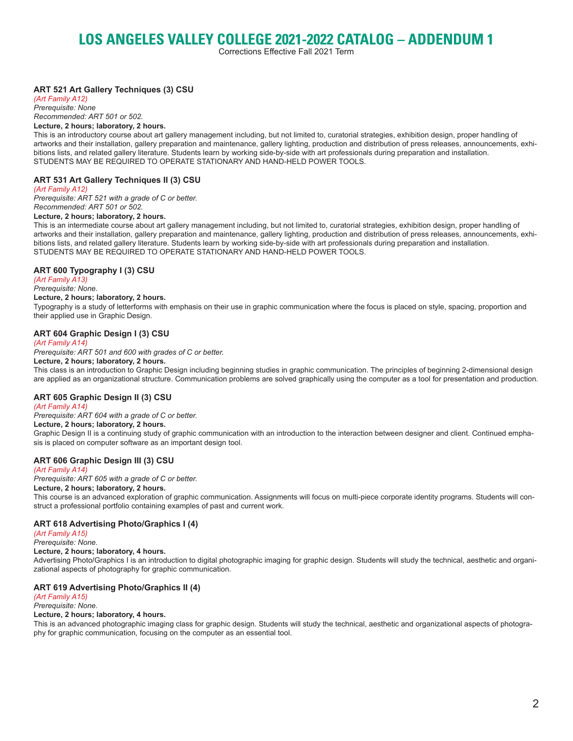# LOS ANGELES VALLEY COLLEGE 2021-2022 CATALOG – ADDENDUM 1

Corrections Effective Fall 2021 Term

### ART 521 Art Gallery Techniques (3) CSU

*(Art Family A12)*
*Prerequisite: None*
*Recommended: ART 501 or 502.*
**Lecture, 2 hours; laboratory, 2 hours.**
This is an introductory course about art gallery management including, but not limited to, curatorial strategies, exhibition design, proper handling of artworks and their installation, gallery preparation and maintenance, gallery lighting, production and distribution of press releases, announcements, exhibitions lists, and related gallery literature. Students learn by working side-by-side with art professionals during preparation and installation. STUDENTS MAY BE REQUIRED TO OPERATE STATIONARY AND HAND-HELD POWER TOOLS.

### ART 531 Art Gallery Techniques II (3) CSU

*(Art Family A12)*
*Prerequisite: ART 521 with a grade of C or better.*
*Recommended: ART 501 or 502.*
**Lecture, 2 hours; laboratory, 2 hours.**
This is an intermediate course about art gallery management including, but not limited to, curatorial strategies, exhibition design, proper handling of artworks and their installation, gallery preparation and maintenance, gallery lighting, production and distribution of press releases, announcements, exhibitions lists, and related gallery literature. Students learn by working side-by-side with art professionals during preparation and installation. STUDENTS MAY BE REQUIRED TO OPERATE STATIONARY AND HAND-HELD POWER TOOLS.

### ART 600 Typography I (3) CSU

*(Art Family A13)*
*Prerequisite: None.*
**Lecture, 2 hours; laboratory, 2 hours.**
Typography is a study of letterforms with emphasis on their use in graphic communication where the focus is placed on style, spacing, proportion and their applied use in Graphic Design.

### ART 604 Graphic Design I (3) CSU

*(Art Family A14)*
*Prerequisite: ART 501 and 600 with grades of C or better.*
**Lecture, 2 hours; laboratory, 2 hours.**
This class is an introduction to Graphic Design including beginning studies in graphic communication. The principles of beginning 2-dimensional design are applied as an organizational structure. Communication problems are solved graphically using the computer as a tool for presentation and production.

### ART 605 Graphic Design II (3) CSU

*(Art Family A14)*
*Prerequisite: ART 604 with a grade of C or better.*
**Lecture, 2 hours; laboratory, 2 hours.**
Graphic Design II is a continuing study of graphic communication with an introduction to the interaction between designer and client. Continued emphasis is placed on computer software as an important design tool.

### ART 606 Graphic Design III (3) CSU

*(Art Family A14)*
*Prerequisite: ART 605 with a grade of C or better.*
**Lecture, 2 hours; laboratory, 2 hours.**
This course is an advanced exploration of graphic communication. Assignments will focus on multi-piece corporate identity programs. Students will construct a professional portfolio containing examples of past and current work.

### ART 618 Advertising Photo/Graphics I (4)

*(Art Family A15)*
*Prerequisite: None.*
**Lecture, 2 hours; laboratory, 4 hours.**
Advertising Photo/Graphics I is an introduction to digital photographic imaging for graphic design. Students will study the technical, aesthetic and organizational aspects of photography for graphic communication.

### ART 619 Advertising Photo/Graphics II (4)

*(Art Family A15)*
*Prerequisite: None.*
**Lecture, 2 hours; laboratory, 4 hours.**
This is an advanced photographic imaging class for graphic design. Students will study the technical, aesthetic and organizational aspects of photography for graphic communication, focusing on the computer as an essential tool.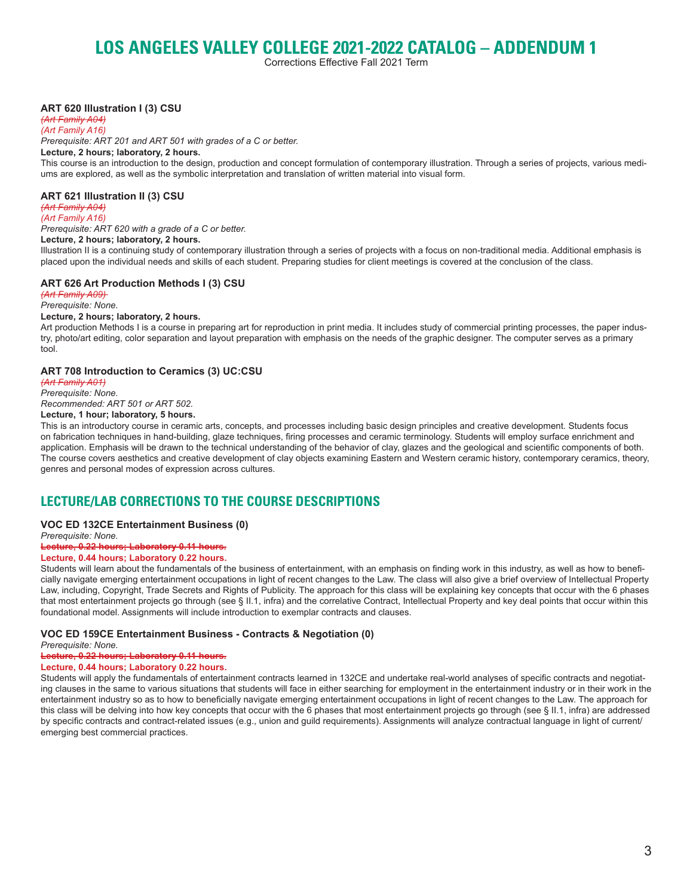# LOS ANGELES VALLEY COLLEGE 2021-2022 CATALOG – ADDENDUM 1

Corrections Effective Fall 2021 Term

### ART 620 Illustration I (3) CSU

*~~(Art Family A04)~~*
*(Art Family A16)*
*Prerequisite: ART 201 and ART 501 with grades of a C or better.*
**Lecture, 2 hours; laboratory, 2 hours.**
This course is an introduction to the design, production and concept formulation of contemporary illustration. Through a series of projects, various mediums are explored, as well as the symbolic interpretation and translation of written material into visual form.

### ART 621 Illustration II (3) CSU

*~~(Art Family A04)~~*
*(Art Family A16)*
*Prerequisite: ART 620 with a grade of a C or better.*
**Lecture, 2 hours; laboratory, 2 hours.**
Illustration II is a continuing study of contemporary illustration through a series of projects with a focus on non-traditional media. Additional emphasis is placed upon the individual needs and skills of each student. Preparing studies for client meetings is covered at the conclusion of the class.

### ART 626 Art Production Methods I (3) CSU

*~~(Art Family A09)~~*
*Prerequisite: None.*
**Lecture, 2 hours; laboratory, 2 hours.**
Art production Methods I is a course in preparing art for reproduction in print media. It includes study of commercial printing processes, the paper industry, photo/art editing, color separation and layout preparation with emphasis on the needs of the graphic designer. The computer serves as a primary tool.

### ART 708 Introduction to Ceramics (3) UC:CSU

*~~(Art Family A01)~~*
*Prerequisite: None.*
*Recommended: ART 501 or ART 502.*
**Lecture, 1 hour; laboratory, 5 hours.**
This is an introductory course in ceramic arts, concepts, and processes including basic design principles and creative development. Students focus on fabrication techniques in hand-building, glaze techniques, firing processes and ceramic terminology. Students will employ surface enrichment and application. Emphasis will be drawn to the technical understanding of the behavior of clay, glazes and the geological and scientific components of both. The course covers aesthetics and creative development of clay objects examining Eastern and Western ceramic history, contemporary ceramics, theory, genres and personal modes of expression across cultures.

## LECTURE/LAB CORRECTIONS TO THE COURSE DESCRIPTIONS

### VOC ED 132CE Entertainment Business (0)

*Prerequisite: None.*
**~~Lecture, 0.22 hours; Laboratory 0.11 hours.~~**
**Lecture, 0.44 hours; Laboratory 0.22 hours.**
Students will learn about the fundamentals of the business of entertainment, with an emphasis on finding work in this industry, as well as how to beneficially navigate emerging entertainment occupations in light of recent changes to the Law. The class will also give a brief overview of Intellectual Property Law, including, Copyright, Trade Secrets and Rights of Publicity. The approach for this class will be explaining key concepts that occur with the 6 phases that most entertainment projects go through (see § II.1, infra) and the correlative Contract, Intellectual Property and key deal points that occur within this foundational model. Assignments will include introduction to exemplar contracts and clauses.

### VOC ED 159CE Entertainment Business - Contracts & Negotiation (0)

*Prerequisite: None.*
**~~Lecture, 0.22 hours; Laboratory 0.11 hours.~~**
**Lecture, 0.44 hours; Laboratory 0.22 hours.**
Students will apply the fundamentals of entertainment contracts learned in 132CE and undertake real-world analyses of specific contracts and negotiating clauses in the same to various situations that students will face in either searching for employment in the entertainment industry or in their work in the entertainment industry so as to how to beneficially navigate emerging entertainment occupations in light of recent changes to the Law. The approach for this class will be delving into how key concepts that occur with the 6 phases that most entertainment projects go through (see § II.1, infra) are addressed by specific contracts and contract-related issues (e.g., union and guild requirements). Assignments will analyze contractual language in light of current/emerging best commercial practices.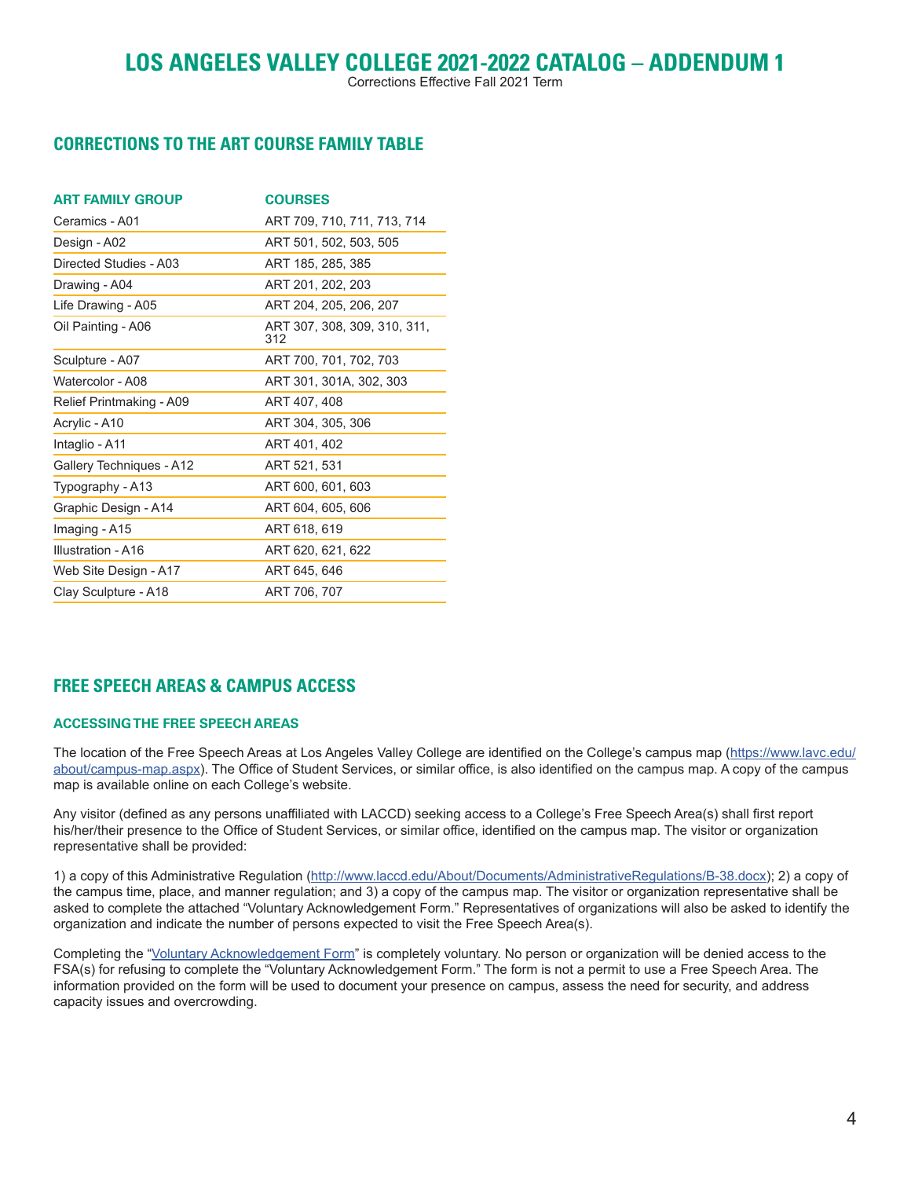# LOS ANGELES VALLEY COLLEGE 2021-2022 CATALOG – ADDENDUM 1

Corrections Effective Fall 2021 Term

## CORRECTIONS TO THE ART COURSE FAMILY TABLE

| ART FAMILY GROUP | COURSES |
|---|---|
| Ceramics - A01 | ART 709, 710, 711, 713, 714 |
| Design - A02 | ART 501, 502, 503, 505 |
| Directed Studies - A03 | ART 185, 285, 385 |
| Drawing - A04 | ART 201, 202, 203 |
| Life Drawing - A05 | ART 204, 205, 206, 207 |
| Oil Painting - A06 | ART 307, 308, 309, 310, 311, 312 |
| Sculpture - A07 | ART 700, 701, 702, 703 |
| Watercolor - A08 | ART 301, 301A, 302, 303 |
| Relief Printmaking - A09 | ART 407, 408 |
| Acrylic - A10 | ART 304, 305, 306 |
| Intaglio - A11 | ART 401, 402 |
| Gallery Techniques - A12 | ART 521, 531 |
| Typography - A13 | ART 600, 601, 603 |
| Graphic Design - A14 | ART 604, 605, 606 |
| Imaging - A15 | ART 618, 619 |
| Illustration - A16 | ART 620, 621, 622 |
| Web Site Design - A17 | ART 645, 646 |
| Clay Sculpture - A18 | ART 706, 707 |

## FREE SPEECH AREAS & CAMPUS ACCESS

### ACCESSING THE FREE SPEECH AREAS

The location of the Free Speech Areas at Los Angeles Valley College are identified on the College's campus map (https://www.lavc.edu/about/campus-map.aspx). The Office of Student Services, or similar office, is also identified on the campus map. A copy of the campus map is available online on each College's website.

Any visitor (defined as any persons unaffiliated with LACCD) seeking access to a College's Free Speech Area(s) shall first report his/her/their presence to the Office of Student Services, or similar office, identified on the campus map. The visitor or organization representative shall be provided:

1) a copy of this Administrative Regulation (http://www.laccd.edu/About/Documents/AdministrativeRegulations/B-38.docx); 2) a copy of the campus time, place, and manner regulation; and 3) a copy of the campus map. The visitor or organization representative shall be asked to complete the attached "Voluntary Acknowledgement Form." Representatives of organizations will also be asked to identify the organization and indicate the number of persons expected to visit the Free Speech Area(s).

Completing the "Voluntary Acknowledgement Form" is completely voluntary. No person or organization will be denied access to the FSA(s) for refusing to complete the "Voluntary Acknowledgement Form." The form is not a permit to use a Free Speech Area. The information provided on the form will be used to document your presence on campus, assess the need for security, and address capacity issues and overcrowding.